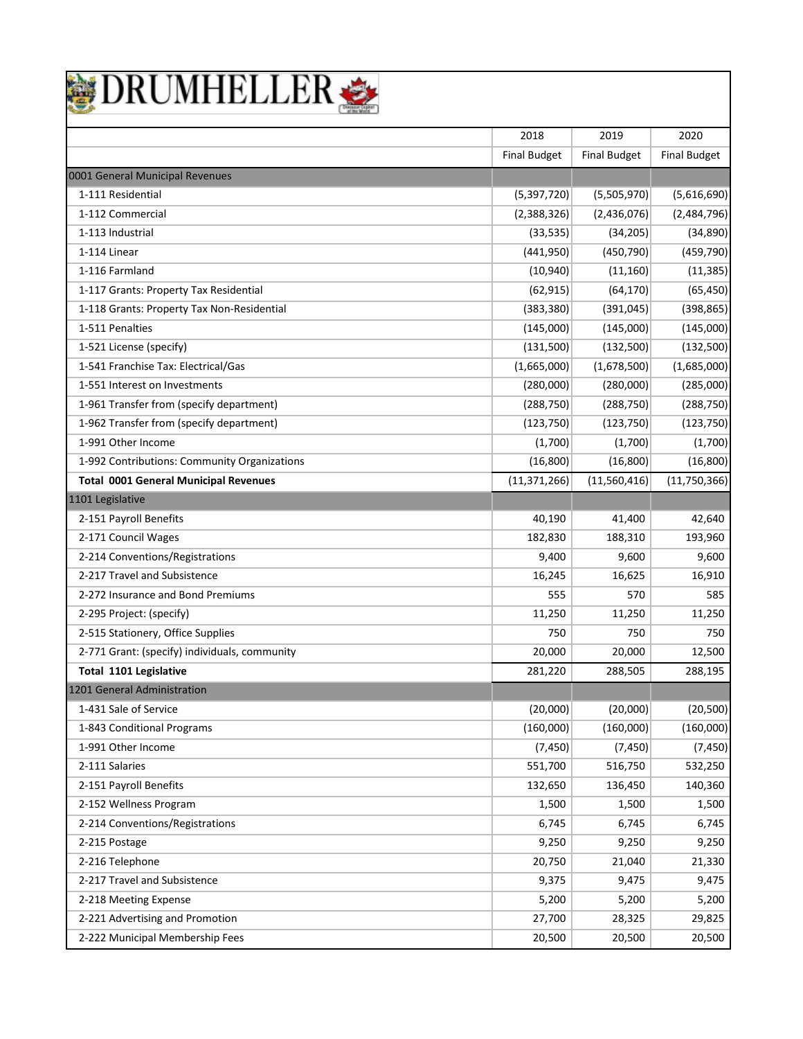# DRUMHELLER

| | 2018 | 2019 | 2020 |
|---|---|---|---|
| | Final Budget | Final Budget | Final Budget |
| 0001 General Municipal Revenues | | | |
| 1-111 Residential | (5,397,720) | (5,505,970) | (5,616,690) |
| 1-112 Commercial | (2,388,326) | (2,436,076) | (2,484,796) |
| 1-113 Industrial | (33,535) | (34,205) | (34,890) |
| 1-114 Linear | (441,950) | (450,790) | (459,790) |
| 1-116 Farmland | (10,940) | (11,160) | (11,385) |
| 1-117 Grants: Property Tax Residential | (62,915) | (64,170) | (65,450) |
| 1-118 Grants: Property Tax Non-Residential | (383,380) | (391,045) | (398,865) |
| 1-511 Penalties | (145,000) | (145,000) | (145,000) |
| 1-521 License (specify) | (131,500) | (132,500) | (132,500) |
| 1-541 Franchise Tax: Electrical/Gas | (1,665,000) | (1,678,500) | (1,685,000) |
| 1-551 Interest on Investments | (280,000) | (280,000) | (285,000) |
| 1-961 Transfer from (specify department) | (288,750) | (288,750) | (288,750) |
| 1-962 Transfer from (specify department) | (123,750) | (123,750) | (123,750) |
| 1-991 Other Income | (1,700) | (1,700) | (1,700) |
| 1-992 Contributions: Community Organizations | (16,800) | (16,800) | (16,800) |
| **Total 0001 General Municipal Revenues** | (11,371,266) | (11,560,416) | (11,750,366) |
| 1101 Legislative | | | |
| 2-151 Payroll Benefits | 40,190 | 41,400 | 42,640 |
| 2-171 Council Wages | 182,830 | 188,310 | 193,960 |
| 2-214 Conventions/Registrations | 9,400 | 9,600 | 9,600 |
| 2-217 Travel and Subsistence | 16,245 | 16,625 | 16,910 |
| 2-272 Insurance and Bond Premiums | 555 | 570 | 585 |
| 2-295 Project: (specify) | 11,250 | 11,250 | 11,250 |
| 2-515 Stationery, Office Supplies | 750 | 750 | 750 |
| 2-771 Grant: (specify) individuals, community | 20,000 | 20,000 | 12,500 |
| **Total 1101 Legislative** | 281,220 | 288,505 | 288,195 |
| 1201 General Administration | | | |
| 1-431 Sale of Service | (20,000) | (20,000) | (20,500) |
| 1-843 Conditional Programs | (160,000) | (160,000) | (160,000) |
| 1-991 Other Income | (7,450) | (7,450) | (7,450) |
| 2-111 Salaries | 551,700 | 516,750 | 532,250 |
| 2-151 Payroll Benefits | 132,650 | 136,450 | 140,360 |
| 2-152 Wellness Program | 1,500 | 1,500 | 1,500 |
| 2-214 Conventions/Registrations | 6,745 | 6,745 | 6,745 |
| 2-215 Postage | 9,250 | 9,250 | 9,250 |
| 2-216 Telephone | 20,750 | 21,040 | 21,330 |
| 2-217 Travel and Subsistence | 9,375 | 9,475 | 9,475 |
| 2-218 Meeting Expense | 5,200 | 5,200 | 5,200 |
| 2-221 Advertising and Promotion | 27,700 | 28,325 | 29,825 |
| 2-222 Municipal Membership Fees | 20,500 | 20,500 | 20,500 |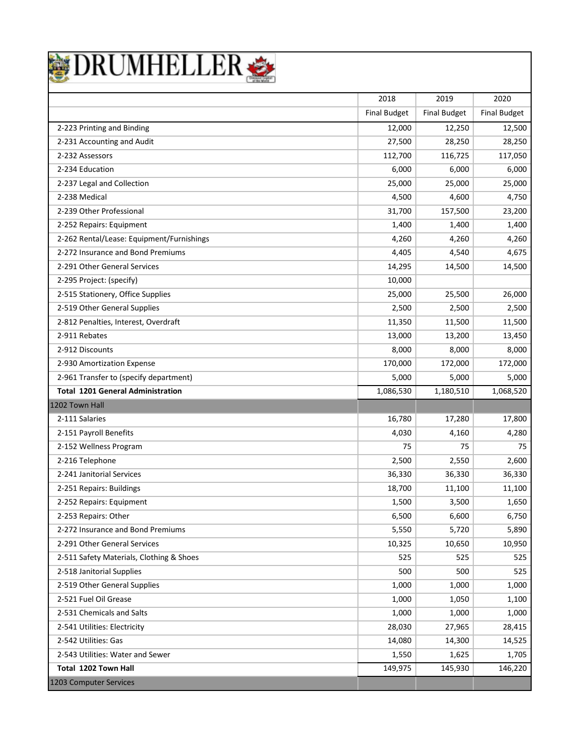# DRUMHELLER

| | 2018 | 2019 | 2020 |
|---|---|---|---|
| | Final Budget | Final Budget | Final Budget |
| 2-223 Printing and Binding | 12,000 | 12,250 | 12,500 |
| 2-231 Accounting and Audit | 27,500 | 28,250 | 28,250 |
| 2-232 Assessors | 112,700 | 116,725 | 117,050 |
| 2-234 Education | 6,000 | 6,000 | 6,000 |
| 2-237 Legal and Collection | 25,000 | 25,000 | 25,000 |
| 2-238 Medical | 4,500 | 4,600 | 4,750 |
| 2-239 Other Professional | 31,700 | 157,500 | 23,200 |
| 2-252 Repairs: Equipment | 1,400 | 1,400 | 1,400 |
| 2-262 Rental/Lease: Equipment/Furnishings | 4,260 | 4,260 | 4,260 |
| 2-272 Insurance and Bond Premiums | 4,405 | 4,540 | 4,675 |
| 2-291 Other General Services | 14,295 | 14,500 | 14,500 |
| 2-295 Project: (specify) | 10,000 | | |
| 2-515 Stationery, Office Supplies | 25,000 | 25,500 | 26,000 |
| 2-519 Other General Supplies | 2,500 | 2,500 | 2,500 |
| 2-812 Penalties, Interest, Overdraft | 11,350 | 11,500 | 11,500 |
| 2-911 Rebates | 13,000 | 13,200 | 13,450 |
| 2-912 Discounts | 8,000 | 8,000 | 8,000 |
| 2-930 Amortization Expense | 170,000 | 172,000 | 172,000 |
| 2-961 Transfer to (specify department) | 5,000 | 5,000 | 5,000 |
| **Total 1201 General Administration** | 1,086,530 | 1,180,510 | 1,068,520 |
| 1202 Town Hall | | | |
| 2-111 Salaries | 16,780 | 17,280 | 17,800 |
| 2-151 Payroll Benefits | 4,030 | 4,160 | 4,280 |
| 2-152 Wellness Program | 75 | 75 | 75 |
| 2-216 Telephone | 2,500 | 2,550 | 2,600 |
| 2-241 Janitorial Services | 36,330 | 36,330 | 36,330 |
| 2-251 Repairs: Buildings | 18,700 | 11,100 | 11,100 |
| 2-252 Repairs: Equipment | 1,500 | 3,500 | 1,650 |
| 2-253 Repairs: Other | 6,500 | 6,600 | 6,750 |
| 2-272 Insurance and Bond Premiums | 5,550 | 5,720 | 5,890 |
| 2-291 Other General Services | 10,325 | 10,650 | 10,950 |
| 2-511 Safety Materials, Clothing & Shoes | 525 | 525 | 525 |
| 2-518 Janitorial Supplies | 500 | 500 | 525 |
| 2-519 Other General Supplies | 1,000 | 1,000 | 1,000 |
| 2-521 Fuel Oil Grease | 1,000 | 1,050 | 1,100 |
| 2-531 Chemicals and Salts | 1,000 | 1,000 | 1,000 |
| 2-541 Utilities: Electricity | 28,030 | 27,965 | 28,415 |
| 2-542 Utilities: Gas | 14,080 | 14,300 | 14,525 |
| 2-543 Utilities: Water and Sewer | 1,550 | 1,625 | 1,705 |
| **Total 1202 Town Hall** | 149,975 | 145,930 | 146,220 |
| 1203 Computer Services | | | |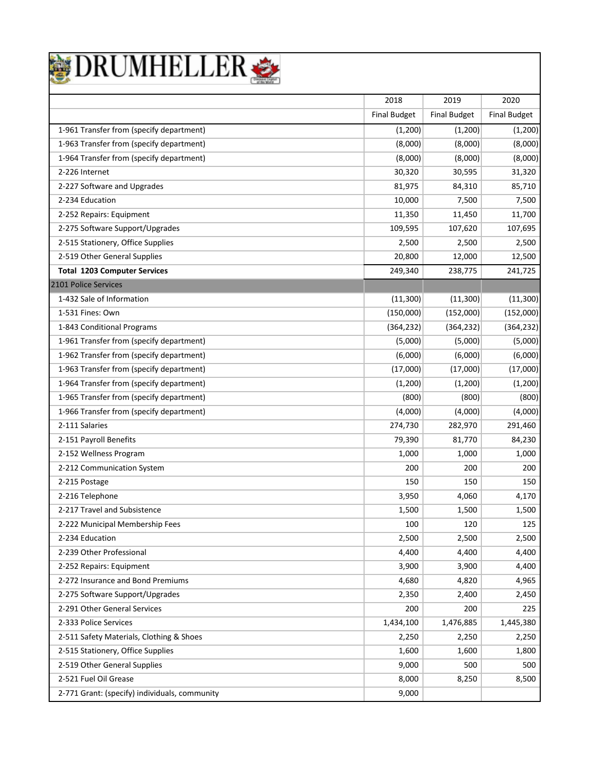# DRUMHELLER

| | 2018 | 2019 | 2020 |
|---|---|---|---|
| | Final Budget | Final Budget | Final Budget |
| 1-961 Transfer from (specify department) | (1,200) | (1,200) | (1,200) |
| 1-963 Transfer from (specify department) | (8,000) | (8,000) | (8,000) |
| 1-964 Transfer from (specify department) | (8,000) | (8,000) | (8,000) |
| 2-226 Internet | 30,320 | 30,595 | 31,320 |
| 2-227 Software and Upgrades | 81,975 | 84,310 | 85,710 |
| 2-234 Education | 10,000 | 7,500 | 7,500 |
| 2-252 Repairs: Equipment | 11,350 | 11,450 | 11,700 |
| 2-275 Software Support/Upgrades | 109,595 | 107,620 | 107,695 |
| 2-515 Stationery, Office Supplies | 2,500 | 2,500 | 2,500 |
| 2-519 Other General Supplies | 20,800 | 12,000 | 12,500 |
| **Total 1203 Computer Services** | 249,340 | 238,775 | 241,725 |
| 2101 Police Services | | | |
| 1-432 Sale of Information | (11,300) | (11,300) | (11,300) |
| 1-531 Fines: Own | (150,000) | (152,000) | (152,000) |
| 1-843 Conditional Programs | (364,232) | (364,232) | (364,232) |
| 1-961 Transfer from (specify department) | (5,000) | (5,000) | (5,000) |
| 1-962 Transfer from (specify department) | (6,000) | (6,000) | (6,000) |
| 1-963 Transfer from (specify department) | (17,000) | (17,000) | (17,000) |
| 1-964 Transfer from (specify department) | (1,200) | (1,200) | (1,200) |
| 1-965 Transfer from (specify department) | (800) | (800) | (800) |
| 1-966 Transfer from (specify department) | (4,000) | (4,000) | (4,000) |
| 2-111 Salaries | 274,730 | 282,970 | 291,460 |
| 2-151 Payroll Benefits | 79,390 | 81,770 | 84,230 |
| 2-152 Wellness Program | 1,000 | 1,000 | 1,000 |
| 2-212 Communication System | 200 | 200 | 200 |
| 2-215 Postage | 150 | 150 | 150 |
| 2-216 Telephone | 3,950 | 4,060 | 4,170 |
| 2-217 Travel and Subsistence | 1,500 | 1,500 | 1,500 |
| 2-222 Municipal Membership Fees | 100 | 120 | 125 |
| 2-234 Education | 2,500 | 2,500 | 2,500 |
| 2-239 Other Professional | 4,400 | 4,400 | 4,400 |
| 2-252 Repairs: Equipment | 3,900 | 3,900 | 4,400 |
| 2-272 Insurance and Bond Premiums | 4,680 | 4,820 | 4,965 |
| 2-275 Software Support/Upgrades | 2,350 | 2,400 | 2,450 |
| 2-291 Other General Services | 200 | 200 | 225 |
| 2-333 Police Services | 1,434,100 | 1,476,885 | 1,445,380 |
| 2-511 Safety Materials, Clothing & Shoes | 2,250 | 2,250 | 2,250 |
| 2-515 Stationery, Office Supplies | 1,600 | 1,600 | 1,800 |
| 2-519 Other General Supplies | 9,000 | 500 | 500 |
| 2-521 Fuel Oil Grease | 8,000 | 8,250 | 8,500 |
| 2-771 Grant: (specify) individuals, community | 9,000 | | |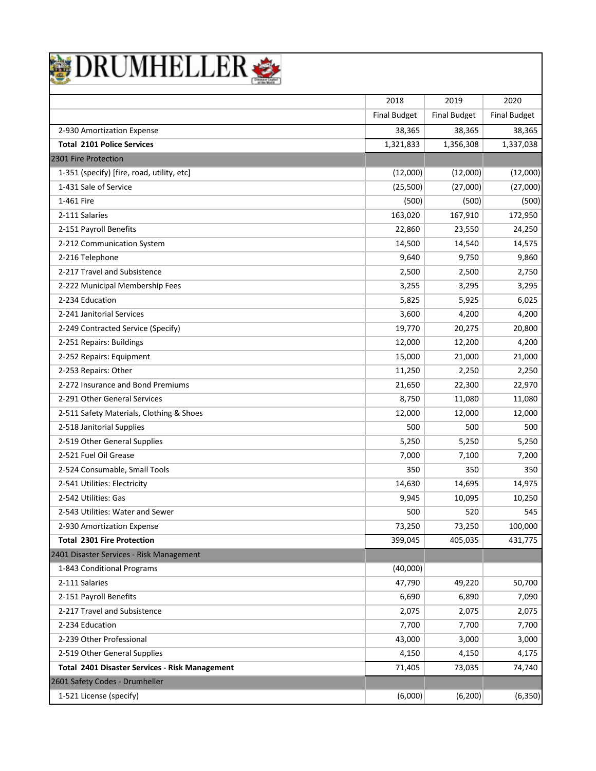# DRUMHELLER

| | 2018 | 2019 | 2020 |
|---|---|---|---|
| | Final Budget | Final Budget | Final Budget |
| 2-930 Amortization Expense | 38,365 | 38,365 | 38,365 |
| **Total 2101 Police Services** | 1,321,833 | 1,356,308 | 1,337,038 |
| 2301 Fire Protection | | | |
| 1-351 (specify) [fire, road, utility, etc] | (12,000) | (12,000) | (12,000) |
| 1-431 Sale of Service | (25,500) | (27,000) | (27,000) |
| 1-461 Fire | (500) | (500) | (500) |
| 2-111 Salaries | 163,020 | 167,910 | 172,950 |
| 2-151 Payroll Benefits | 22,860 | 23,550 | 24,250 |
| 2-212 Communication System | 14,500 | 14,540 | 14,575 |
| 2-216 Telephone | 9,640 | 9,750 | 9,860 |
| 2-217 Travel and Subsistence | 2,500 | 2,500 | 2,750 |
| 2-222 Municipal Membership Fees | 3,255 | 3,295 | 3,295 |
| 2-234 Education | 5,825 | 5,925 | 6,025 |
| 2-241 Janitorial Services | 3,600 | 4,200 | 4,200 |
| 2-249 Contracted Service (Specify) | 19,770 | 20,275 | 20,800 |
| 2-251 Repairs: Buildings | 12,000 | 12,200 | 4,200 |
| 2-252 Repairs: Equipment | 15,000 | 21,000 | 21,000 |
| 2-253 Repairs: Other | 11,250 | 2,250 | 2,250 |
| 2-272 Insurance and Bond Premiums | 21,650 | 22,300 | 22,970 |
| 2-291 Other General Services | 8,750 | 11,080 | 11,080 |
| 2-511 Safety Materials, Clothing & Shoes | 12,000 | 12,000 | 12,000 |
| 2-518 Janitorial Supplies | 500 | 500 | 500 |
| 2-519 Other General Supplies | 5,250 | 5,250 | 5,250 |
| 2-521 Fuel Oil Grease | 7,000 | 7,100 | 7,200 |
| 2-524 Consumable, Small Tools | 350 | 350 | 350 |
| 2-541 Utilities: Electricity | 14,630 | 14,695 | 14,975 |
| 2-542 Utilities: Gas | 9,945 | 10,095 | 10,250 |
| 2-543 Utilities: Water and Sewer | 500 | 520 | 545 |
| 2-930 Amortization Expense | 73,250 | 73,250 | 100,000 |
| **Total 2301 Fire Protection** | 399,045 | 405,035 | 431,775 |
| 2401 Disaster Services - Risk Management | | | |
| 1-843 Conditional Programs | (40,000) | | |
| 2-111 Salaries | 47,790 | 49,220 | 50,700 |
| 2-151 Payroll Benefits | 6,690 | 6,890 | 7,090 |
| 2-217 Travel and Subsistence | 2,075 | 2,075 | 2,075 |
| 2-234 Education | 7,700 | 7,700 | 7,700 |
| 2-239 Other Professional | 43,000 | 3,000 | 3,000 |
| 2-519 Other General Supplies | 4,150 | 4,150 | 4,175 |
| **Total 2401 Disaster Services - Risk Management** | 71,405 | 73,035 | 74,740 |
| 2601 Safety Codes - Drumheller | | | |
| 1-521 License (specify) | (6,000) | (6,200) | (6,350) |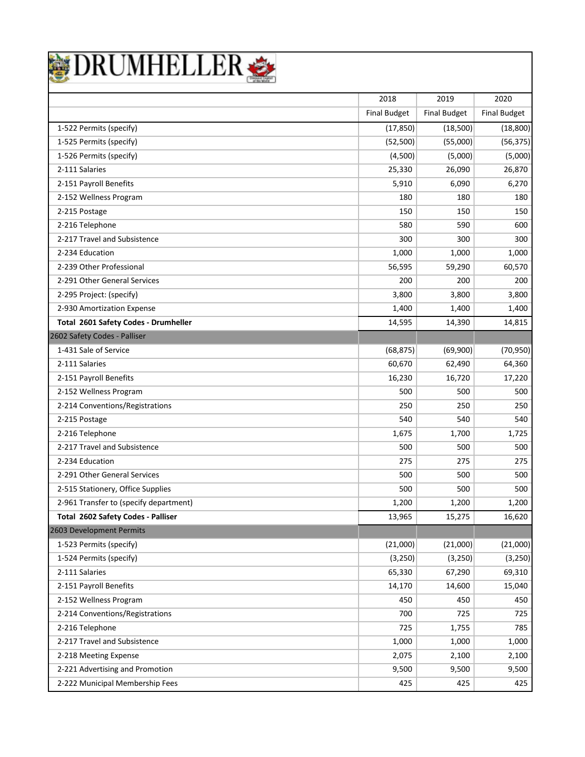# DRUMHELLER

| | 2018 | 2019 | 2020 |
|---|---|---|---|
| | Final Budget | Final Budget | Final Budget |
| 1-522 Permits (specify) | (17,850) | (18,500) | (18,800) |
| 1-525 Permits (specify) | (52,500) | (55,000) | (56,375) |
| 1-526 Permits (specify) | (4,500) | (5,000) | (5,000) |
| 2-111 Salaries | 25,330 | 26,090 | 26,870 |
| 2-151 Payroll Benefits | 5,910 | 6,090 | 6,270 |
| 2-152 Wellness Program | 180 | 180 | 180 |
| 2-215 Postage | 150 | 150 | 150 |
| 2-216 Telephone | 580 | 590 | 600 |
| 2-217 Travel and Subsistence | 300 | 300 | 300 |
| 2-234 Education | 1,000 | 1,000 | 1,000 |
| 2-239 Other Professional | 56,595 | 59,290 | 60,570 |
| 2-291 Other General Services | 200 | 200 | 200 |
| 2-295 Project: (specify) | 3,800 | 3,800 | 3,800 |
| 2-930 Amortization Expense | 1,400 | 1,400 | 1,400 |
| **Total 2601 Safety Codes - Drumheller** | 14,595 | 14,390 | 14,815 |
| 2602 Safety Codes - Palliser | | | |
| 1-431 Sale of Service | (68,875) | (69,900) | (70,950) |
| 2-111 Salaries | 60,670 | 62,490 | 64,360 |
| 2-151 Payroll Benefits | 16,230 | 16,720 | 17,220 |
| 2-152 Wellness Program | 500 | 500 | 500 |
| 2-214 Conventions/Registrations | 250 | 250 | 250 |
| 2-215 Postage | 540 | 540 | 540 |
| 2-216 Telephone | 1,675 | 1,700 | 1,725 |
| 2-217 Travel and Subsistence | 500 | 500 | 500 |
| 2-234 Education | 275 | 275 | 275 |
| 2-291 Other General Services | 500 | 500 | 500 |
| 2-515 Stationery, Office Supplies | 500 | 500 | 500 |
| 2-961 Transfer to (specify department) | 1,200 | 1,200 | 1,200 |
| **Total 2602 Safety Codes - Palliser** | 13,965 | 15,275 | 16,620 |
| 2603 Development Permits | | | |
| 1-523 Permits (specify) | (21,000) | (21,000) | (21,000) |
| 1-524 Permits (specify) | (3,250) | (3,250) | (3,250) |
| 2-111 Salaries | 65,330 | 67,290 | 69,310 |
| 2-151 Payroll Benefits | 14,170 | 14,600 | 15,040 |
| 2-152 Wellness Program | 450 | 450 | 450 |
| 2-214 Conventions/Registrations | 700 | 725 | 725 |
| 2-216 Telephone | 725 | 1,755 | 785 |
| 2-217 Travel and Subsistence | 1,000 | 1,000 | 1,000 |
| 2-218 Meeting Expense | 2,075 | 2,100 | 2,100 |
| 2-221 Advertising and Promotion | 9,500 | 9,500 | 9,500 |
| 2-222 Municipal Membership Fees | 425 | 425 | 425 |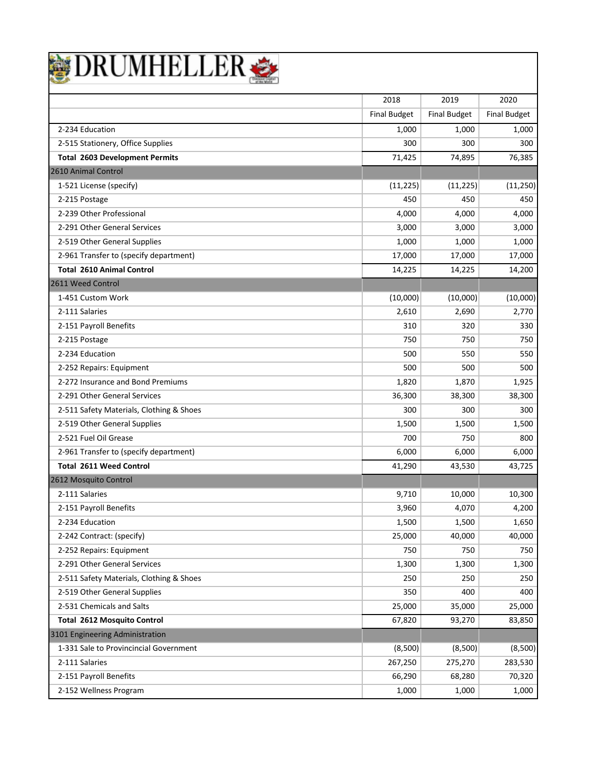# DRUMHELLER

| | 2018 | 2019 | 2020 |
|---|---|---|---|
| | Final Budget | Final Budget | Final Budget |
| 2-234 Education | 1,000 | 1,000 | 1,000 |
| 2-515 Stationery, Office Supplies | 300 | 300 | 300 |
| **Total 2603 Development Permits** | 71,425 | 74,895 | 76,385 |
| 2610 Animal Control | | | |
| 1-521 License (specify) | (11,225) | (11,225) | (11,250) |
| 2-215 Postage | 450 | 450 | 450 |
| 2-239 Other Professional | 4,000 | 4,000 | 4,000 |
| 2-291 Other General Services | 3,000 | 3,000 | 3,000 |
| 2-519 Other General Supplies | 1,000 | 1,000 | 1,000 |
| 2-961 Transfer to (specify department) | 17,000 | 17,000 | 17,000 |
| **Total 2610 Animal Control** | 14,225 | 14,225 | 14,200 |
| 2611 Weed Control | | | |
| 1-451 Custom Work | (10,000) | (10,000) | (10,000) |
| 2-111 Salaries | 2,610 | 2,690 | 2,770 |
| 2-151 Payroll Benefits | 310 | 320 | 330 |
| 2-215 Postage | 750 | 750 | 750 |
| 2-234 Education | 500 | 550 | 550 |
| 2-252 Repairs: Equipment | 500 | 500 | 500 |
| 2-272 Insurance and Bond Premiums | 1,820 | 1,870 | 1,925 |
| 2-291 Other General Services | 36,300 | 38,300 | 38,300 |
| 2-511 Safety Materials, Clothing & Shoes | 300 | 300 | 300 |
| 2-519 Other General Supplies | 1,500 | 1,500 | 1,500 |
| 2-521 Fuel Oil Grease | 700 | 750 | 800 |
| 2-961 Transfer to (specify department) | 6,000 | 6,000 | 6,000 |
| **Total 2611 Weed Control** | 41,290 | 43,530 | 43,725 |
| 2612 Mosquito Control | | | |
| 2-111 Salaries | 9,710 | 10,000 | 10,300 |
| 2-151 Payroll Benefits | 3,960 | 4,070 | 4,200 |
| 2-234 Education | 1,500 | 1,500 | 1,650 |
| 2-242 Contract: (specify) | 25,000 | 40,000 | 40,000 |
| 2-252 Repairs: Equipment | 750 | 750 | 750 |
| 2-291 Other General Services | 1,300 | 1,300 | 1,300 |
| 2-511 Safety Materials, Clothing & Shoes | 250 | 250 | 250 |
| 2-519 Other General Supplies | 350 | 400 | 400 |
| 2-531 Chemicals and Salts | 25,000 | 35,000 | 25,000 |
| **Total 2612 Mosquito Control** | 67,820 | 93,270 | 83,850 |
| 3101 Engineering Administration | | | |
| 1-331 Sale to Provincincial Government | (8,500) | (8,500) | (8,500) |
| 2-111 Salaries | 267,250 | 275,270 | 283,530 |
| 2-151 Payroll Benefits | 66,290 | 68,280 | 70,320 |
| 2-152 Wellness Program | 1,000 | 1,000 | 1,000 |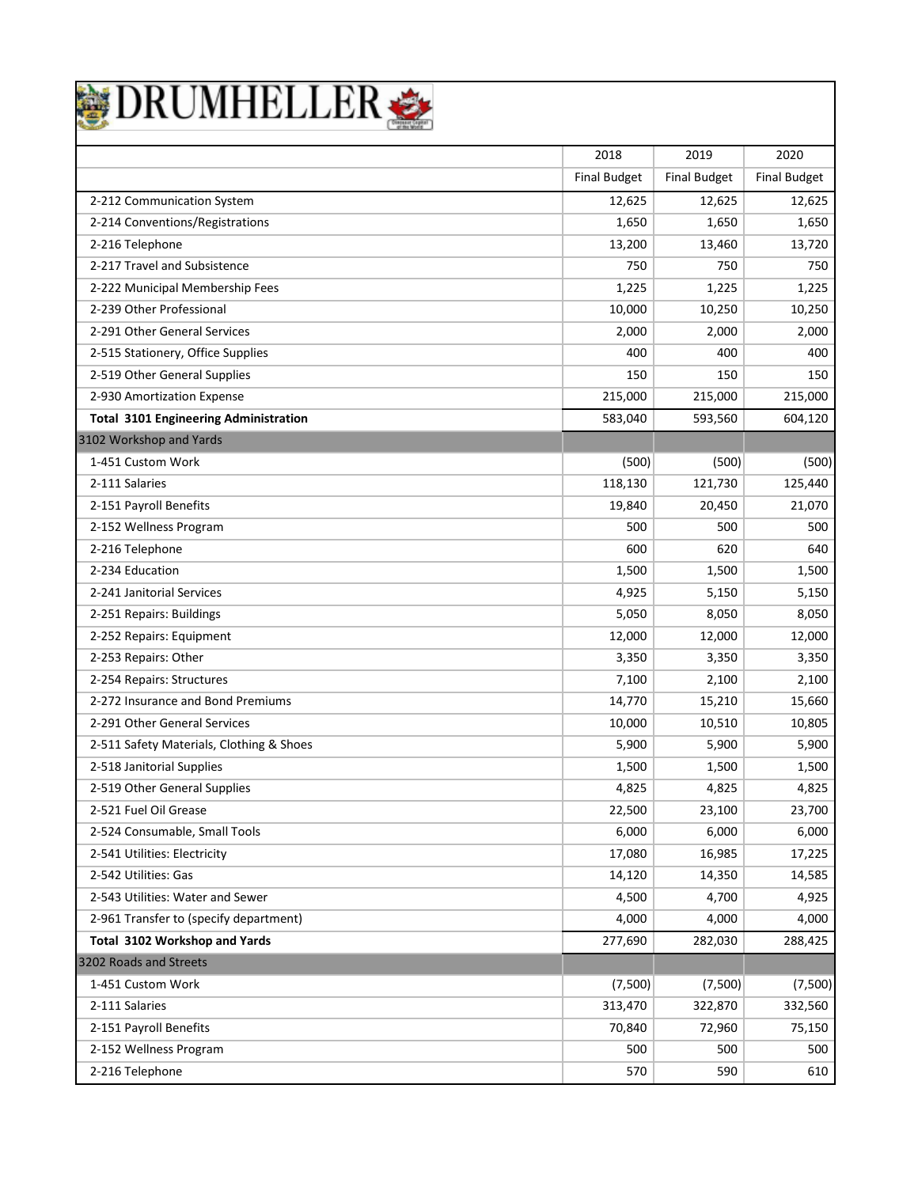# DRUMHELLER

| | 2018 | 2019 | 2020 |
|---|---|---|---|
| | Final Budget | Final Budget | Final Budget |
| 2-212 Communication System | 12,625 | 12,625 | 12,625 |
| 2-214 Conventions/Registrations | 1,650 | 1,650 | 1,650 |
| 2-216 Telephone | 13,200 | 13,460 | 13,720 |
| 2-217 Travel and Subsistence | 750 | 750 | 750 |
| 2-222 Municipal Membership Fees | 1,225 | 1,225 | 1,225 |
| 2-239 Other Professional | 10,000 | 10,250 | 10,250 |
| 2-291 Other General Services | 2,000 | 2,000 | 2,000 |
| 2-515 Stationery, Office Supplies | 400 | 400 | 400 |
| 2-519 Other General Supplies | 150 | 150 | 150 |
| 2-930 Amortization Expense | 215,000 | 215,000 | 215,000 |
| **Total 3101 Engineering Administration** | 583,040 | 593,560 | 604,120 |
| 3102 Workshop and Yards | | | |
| 1-451 Custom Work | (500) | (500) | (500) |
| 2-111 Salaries | 118,130 | 121,730 | 125,440 |
| 2-151 Payroll Benefits | 19,840 | 20,450 | 21,070 |
| 2-152 Wellness Program | 500 | 500 | 500 |
| 2-216 Telephone | 600 | 620 | 640 |
| 2-234 Education | 1,500 | 1,500 | 1,500 |
| 2-241 Janitorial Services | 4,925 | 5,150 | 5,150 |
| 2-251 Repairs: Buildings | 5,050 | 8,050 | 8,050 |
| 2-252 Repairs: Equipment | 12,000 | 12,000 | 12,000 |
| 2-253 Repairs: Other | 3,350 | 3,350 | 3,350 |
| 2-254 Repairs: Structures | 7,100 | 2,100 | 2,100 |
| 2-272 Insurance and Bond Premiums | 14,770 | 15,210 | 15,660 |
| 2-291 Other General Services | 10,000 | 10,510 | 10,805 |
| 2-511 Safety Materials, Clothing & Shoes | 5,900 | 5,900 | 5,900 |
| 2-518 Janitorial Supplies | 1,500 | 1,500 | 1,500 |
| 2-519 Other General Supplies | 4,825 | 4,825 | 4,825 |
| 2-521 Fuel Oil Grease | 22,500 | 23,100 | 23,700 |
| 2-524 Consumable, Small Tools | 6,000 | 6,000 | 6,000 |
| 2-541 Utilities: Electricity | 17,080 | 16,985 | 17,225 |
| 2-542 Utilities: Gas | 14,120 | 14,350 | 14,585 |
| 2-543 Utilities: Water and Sewer | 4,500 | 4,700 | 4,925 |
| 2-961 Transfer to (specify department) | 4,000 | 4,000 | 4,000 |
| **Total 3102 Workshop and Yards** | 277,690 | 282,030 | 288,425 |
| 3202 Roads and Streets | | | |
| 1-451 Custom Work | (7,500) | (7,500) | (7,500) |
| 2-111 Salaries | 313,470 | 322,870 | 332,560 |
| 2-151 Payroll Benefits | 70,840 | 72,960 | 75,150 |
| 2-152 Wellness Program | 500 | 500 | 500 |
| 2-216 Telephone | 570 | 590 | 610 |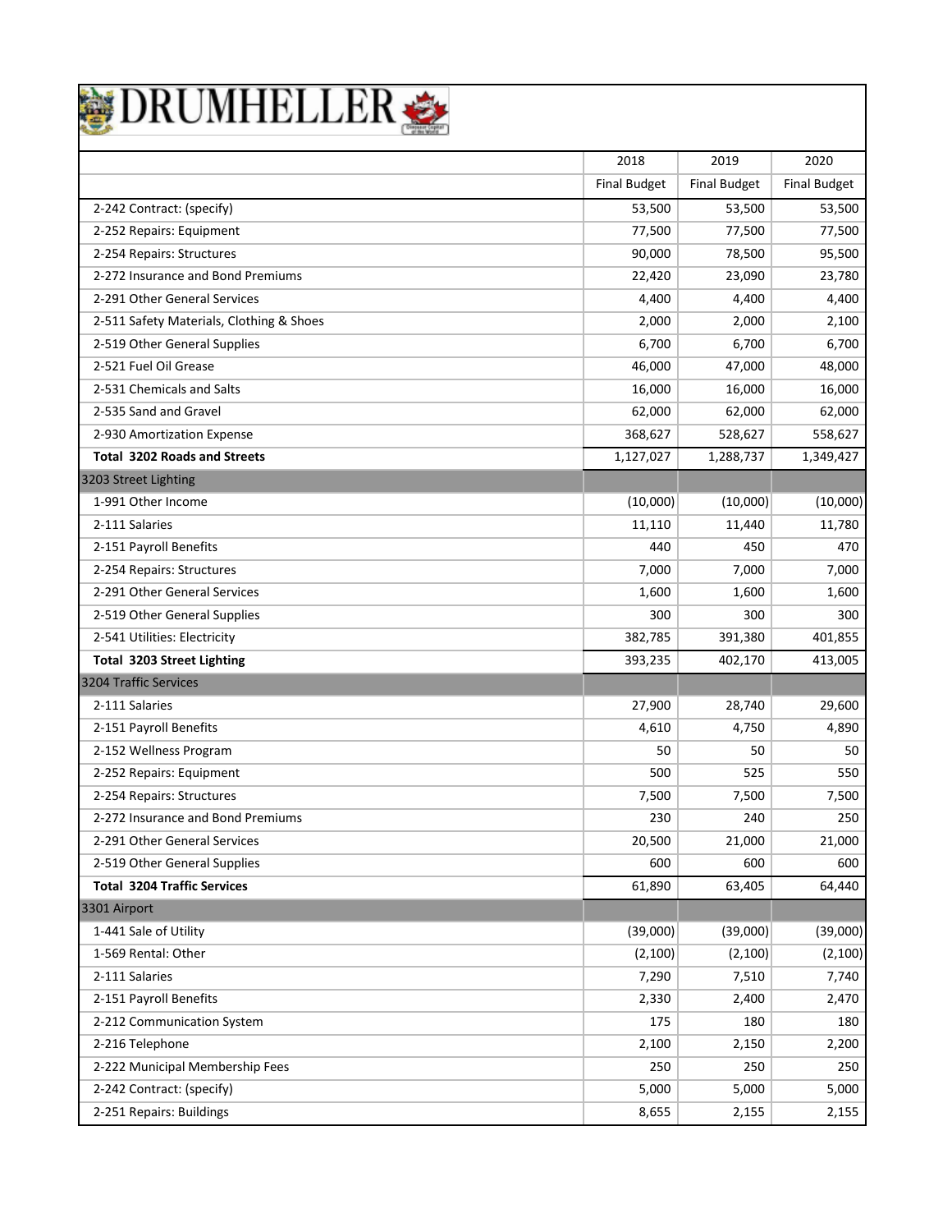# DRUMHELLER

| | 2018 | 2019 | 2020 |
|---|---|---|---|
| | Final Budget | Final Budget | Final Budget |
| 2-242 Contract: (specify) | 53,500 | 53,500 | 53,500 |
| 2-252 Repairs: Equipment | 77,500 | 77,500 | 77,500 |
| 2-254 Repairs: Structures | 90,000 | 78,500 | 95,500 |
| 2-272 Insurance and Bond Premiums | 22,420 | 23,090 | 23,780 |
| 2-291 Other General Services | 4,400 | 4,400 | 4,400 |
| 2-511 Safety Materials, Clothing & Shoes | 2,000 | 2,000 | 2,100 |
| 2-519 Other General Supplies | 6,700 | 6,700 | 6,700 |
| 2-521 Fuel Oil Grease | 46,000 | 47,000 | 48,000 |
| 2-531 Chemicals and Salts | 16,000 | 16,000 | 16,000 |
| 2-535 Sand and Gravel | 62,000 | 62,000 | 62,000 |
| 2-930 Amortization Expense | 368,627 | 528,627 | 558,627 |
| **Total 3202 Roads and Streets** | 1,127,027 | 1,288,737 | 1,349,427 |
| 3203 Street Lighting | | | |
| 1-991 Other Income | (10,000) | (10,000) | (10,000) |
| 2-111 Salaries | 11,110 | 11,440 | 11,780 |
| 2-151 Payroll Benefits | 440 | 450 | 470 |
| 2-254 Repairs: Structures | 7,000 | 7,000 | 7,000 |
| 2-291 Other General Services | 1,600 | 1,600 | 1,600 |
| 2-519 Other General Supplies | 300 | 300 | 300 |
| 2-541 Utilities: Electricity | 382,785 | 391,380 | 401,855 |
| **Total 3203 Street Lighting** | 393,235 | 402,170 | 413,005 |
| 3204 Traffic Services | | | |
| 2-111 Salaries | 27,900 | 28,740 | 29,600 |
| 2-151 Payroll Benefits | 4,610 | 4,750 | 4,890 |
| 2-152 Wellness Program | 50 | 50 | 50 |
| 2-252 Repairs: Equipment | 500 | 525 | 550 |
| 2-254 Repairs: Structures | 7,500 | 7,500 | 7,500 |
| 2-272 Insurance and Bond Premiums | 230 | 240 | 250 |
| 2-291 Other General Services | 20,500 | 21,000 | 21,000 |
| 2-519 Other General Supplies | 600 | 600 | 600 |
| **Total 3204 Traffic Services** | 61,890 | 63,405 | 64,440 |
| 3301 Airport | | | |
| 1-441 Sale of Utility | (39,000) | (39,000) | (39,000) |
| 1-569 Rental: Other | (2,100) | (2,100) | (2,100) |
| 2-111 Salaries | 7,290 | 7,510 | 7,740 |
| 2-151 Payroll Benefits | 2,330 | 2,400 | 2,470 |
| 2-212 Communication System | 175 | 180 | 180 |
| 2-216 Telephone | 2,100 | 2,150 | 2,200 |
| 2-222 Municipal Membership Fees | 250 | 250 | 250 |
| 2-242 Contract: (specify) | 5,000 | 5,000 | 5,000 |
| 2-251 Repairs: Buildings | 8,655 | 2,155 | 2,155 |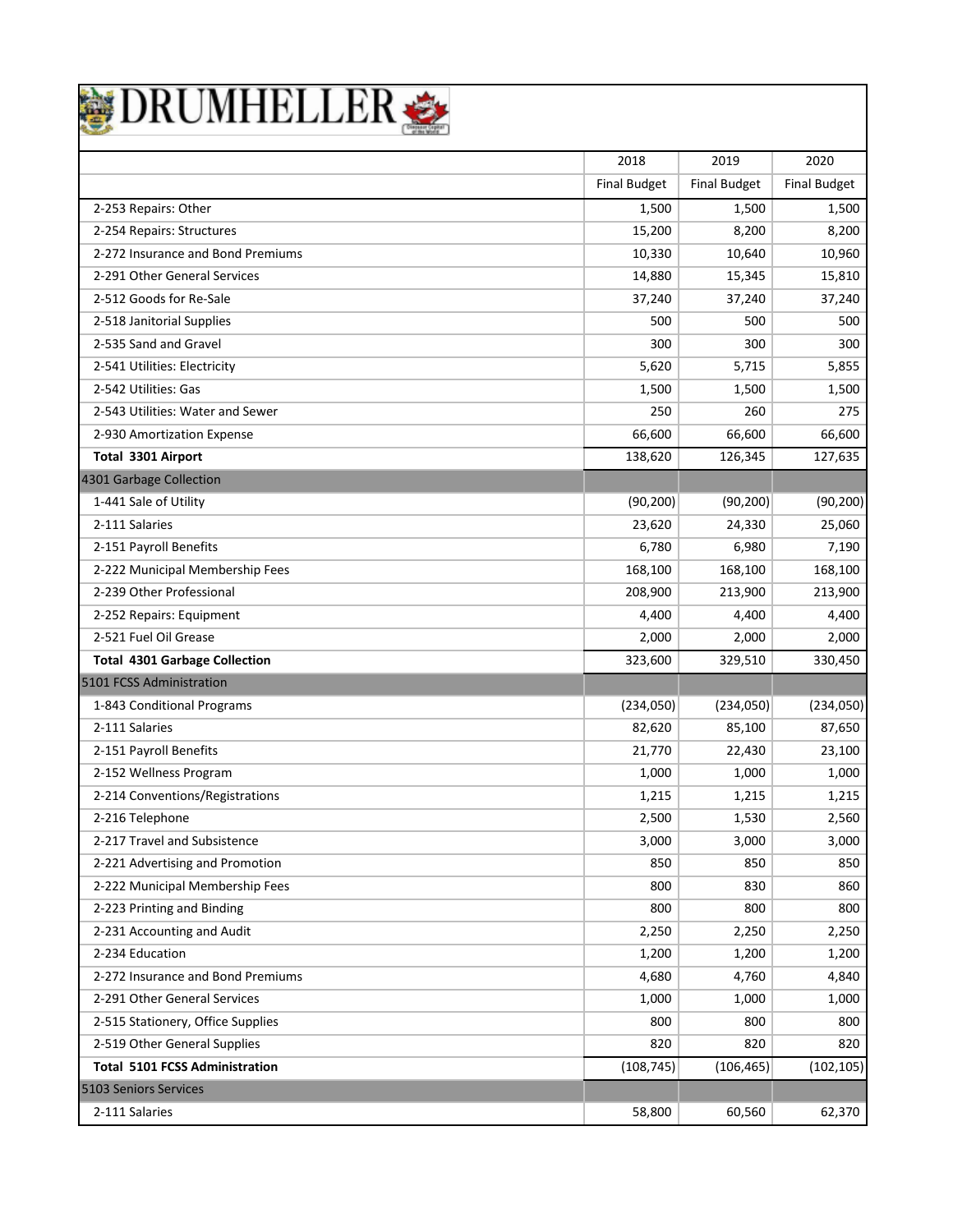# DRUMHELLER

| | 2018 | 2019 | 2020 |
|---|---|---|---|
| | Final Budget | Final Budget | Final Budget |
| 2-253 Repairs: Other | 1,500 | 1,500 | 1,500 |
| 2-254 Repairs: Structures | 15,200 | 8,200 | 8,200 |
| 2-272 Insurance and Bond Premiums | 10,330 | 10,640 | 10,960 |
| 2-291 Other General Services | 14,880 | 15,345 | 15,810 |
| 2-512 Goods for Re-Sale | 37,240 | 37,240 | 37,240 |
| 2-518 Janitorial Supplies | 500 | 500 | 500 |
| 2-535 Sand and Gravel | 300 | 300 | 300 |
| 2-541 Utilities: Electricity | 5,620 | 5,715 | 5,855 |
| 2-542 Utilities: Gas | 1,500 | 1,500 | 1,500 |
| 2-543 Utilities: Water and Sewer | 250 | 260 | 275 |
| 2-930 Amortization Expense | 66,600 | 66,600 | 66,600 |
| **Total 3301 Airport** | 138,620 | 126,345 | 127,635 |
| 4301 Garbage Collection | | | |
| 1-441 Sale of Utility | (90,200) | (90,200) | (90,200) |
| 2-111 Salaries | 23,620 | 24,330 | 25,060 |
| 2-151 Payroll Benefits | 6,780 | 6,980 | 7,190 |
| 2-222 Municipal Membership Fees | 168,100 | 168,100 | 168,100 |
| 2-239 Other Professional | 208,900 | 213,900 | 213,900 |
| 2-252 Repairs: Equipment | 4,400 | 4,400 | 4,400 |
| 2-521 Fuel Oil Grease | 2,000 | 2,000 | 2,000 |
| **Total 4301 Garbage Collection** | 323,600 | 329,510 | 330,450 |
| 5101 FCSS Administration | | | |
| 1-843 Conditional Programs | (234,050) | (234,050) | (234,050) |
| 2-111 Salaries | 82,620 | 85,100 | 87,650 |
| 2-151 Payroll Benefits | 21,770 | 22,430 | 23,100 |
| 2-152 Wellness Program | 1,000 | 1,000 | 1,000 |
| 2-214 Conventions/Registrations | 1,215 | 1,215 | 1,215 |
| 2-216 Telephone | 2,500 | 1,530 | 2,560 |
| 2-217 Travel and Subsistence | 3,000 | 3,000 | 3,000 |
| 2-221 Advertising and Promotion | 850 | 850 | 850 |
| 2-222 Municipal Membership Fees | 800 | 830 | 860 |
| 2-223 Printing and Binding | 800 | 800 | 800 |
| 2-231 Accounting and Audit | 2,250 | 2,250 | 2,250 |
| 2-234 Education | 1,200 | 1,200 | 1,200 |
| 2-272 Insurance and Bond Premiums | 4,680 | 4,760 | 4,840 |
| 2-291 Other General Services | 1,000 | 1,000 | 1,000 |
| 2-515 Stationery, Office Supplies | 800 | 800 | 800 |
| 2-519 Other General Supplies | 820 | 820 | 820 |
| **Total 5101 FCSS Administration** | (108,745) | (106,465) | (102,105) |
| 5103 Seniors Services | | | |
| 2-111 Salaries | 58,800 | 60,560 | 62,370 |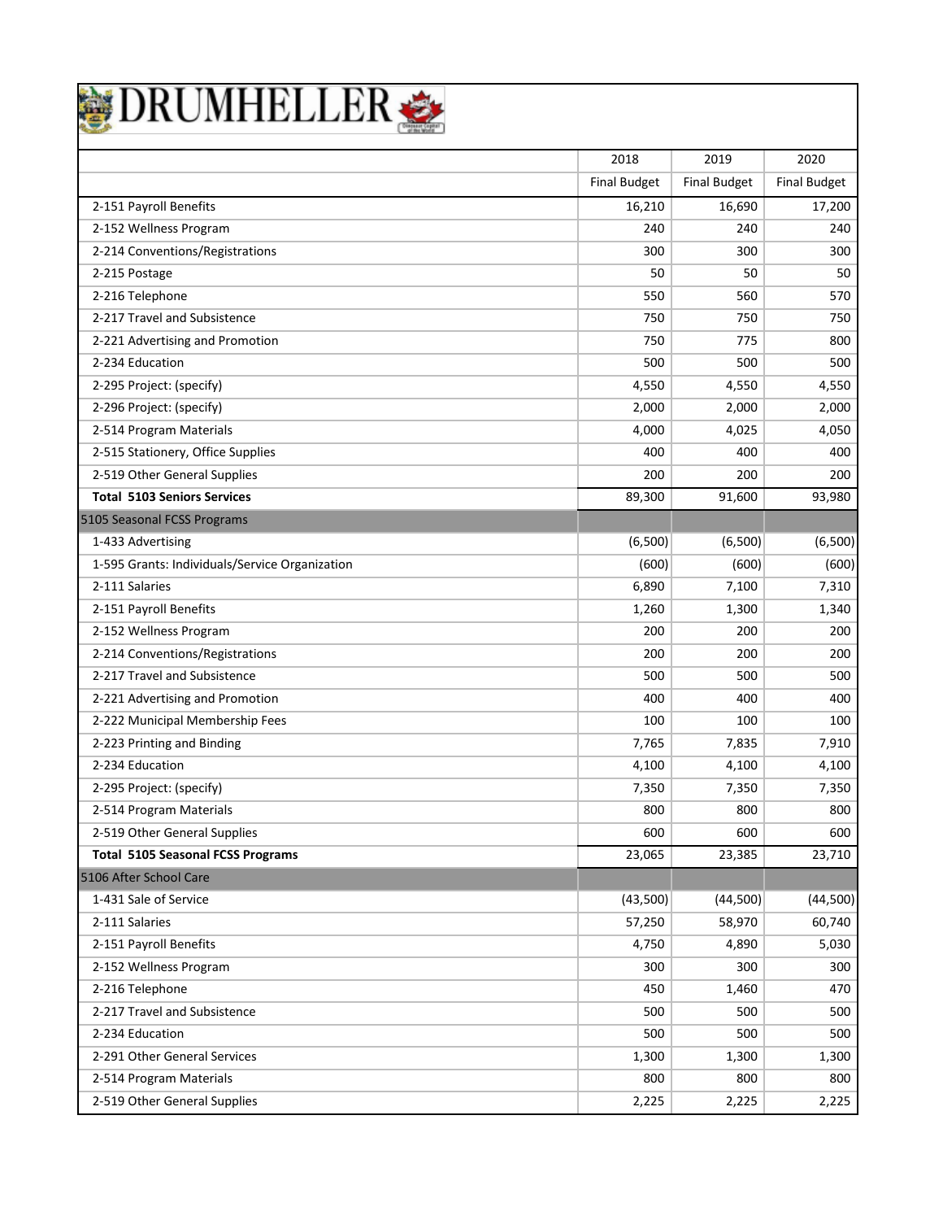# DRUMHELLER

| | 2018 | 2019 | 2020 |
|---|---|---|---|
| | Final Budget | Final Budget | Final Budget |
| 2-151 Payroll Benefits | 16,210 | 16,690 | 17,200 |
| 2-152 Wellness Program | 240 | 240 | 240 |
| 2-214 Conventions/Registrations | 300 | 300 | 300 |
| 2-215 Postage | 50 | 50 | 50 |
| 2-216 Telephone | 550 | 560 | 570 |
| 2-217 Travel and Subsistence | 750 | 750 | 750 |
| 2-221 Advertising and Promotion | 750 | 775 | 800 |
| 2-234 Education | 500 | 500 | 500 |
| 2-295 Project: (specify) | 4,550 | 4,550 | 4,550 |
| 2-296 Project: (specify) | 2,000 | 2,000 | 2,000 |
| 2-514 Program Materials | 4,000 | 4,025 | 4,050 |
| 2-515 Stationery, Office Supplies | 400 | 400 | 400 |
| 2-519 Other General Supplies | 200 | 200 | 200 |
| **Total 5103 Seniors Services** | 89,300 | 91,600 | 93,980 |
| 5105 Seasonal FCSS Programs | | | |
| 1-433 Advertising | (6,500) | (6,500) | (6,500) |
| 1-595 Grants: Individuals/Service Organization | (600) | (600) | (600) |
| 2-111 Salaries | 6,890 | 7,100 | 7,310 |
| 2-151 Payroll Benefits | 1,260 | 1,300 | 1,340 |
| 2-152 Wellness Program | 200 | 200 | 200 |
| 2-214 Conventions/Registrations | 200 | 200 | 200 |
| 2-217 Travel and Subsistence | 500 | 500 | 500 |
| 2-221 Advertising and Promotion | 400 | 400 | 400 |
| 2-222 Municipal Membership Fees | 100 | 100 | 100 |
| 2-223 Printing and Binding | 7,765 | 7,835 | 7,910 |
| 2-234 Education | 4,100 | 4,100 | 4,100 |
| 2-295 Project: (specify) | 7,350 | 7,350 | 7,350 |
| 2-514 Program Materials | 800 | 800 | 800 |
| 2-519 Other General Supplies | 600 | 600 | 600 |
| **Total 5105 Seasonal FCSS Programs** | 23,065 | 23,385 | 23,710 |
| 5106 After School Care | | | |
| 1-431 Sale of Service | (43,500) | (44,500) | (44,500) |
| 2-111 Salaries | 57,250 | 58,970 | 60,740 |
| 2-151 Payroll Benefits | 4,750 | 4,890 | 5,030 |
| 2-152 Wellness Program | 300 | 300 | 300 |
| 2-216 Telephone | 450 | 1,460 | 470 |
| 2-217 Travel and Subsistence | 500 | 500 | 500 |
| 2-234 Education | 500 | 500 | 500 |
| 2-291 Other General Services | 1,300 | 1,300 | 1,300 |
| 2-514 Program Materials | 800 | 800 | 800 |
| 2-519 Other General Supplies | 2,225 | 2,225 | 2,225 |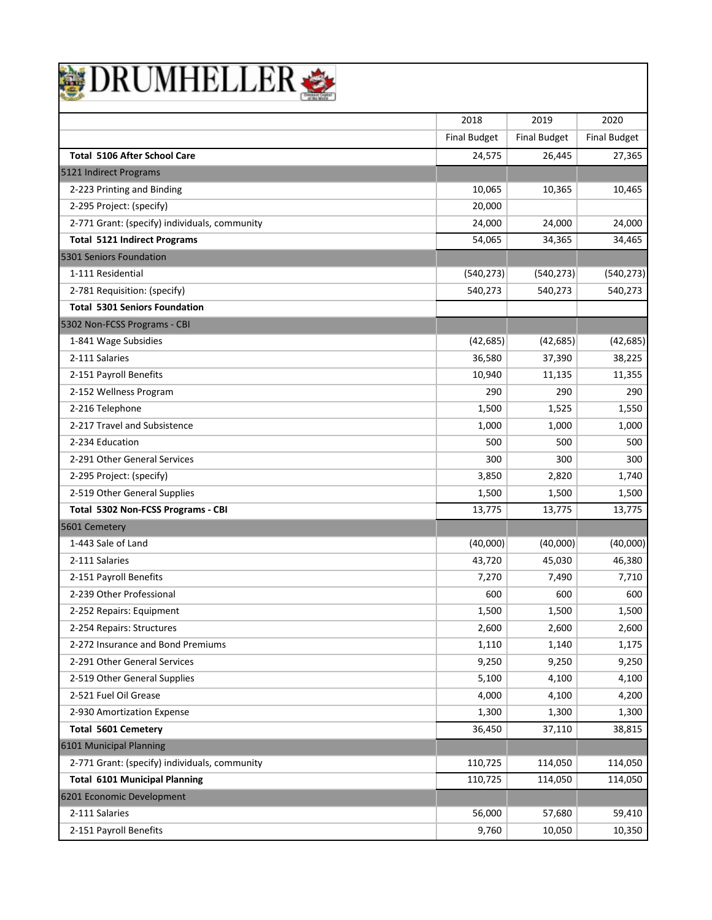# DRUMHELLER

| | 2018 | 2019 | 2020 |
|---|---|---|---|
| | Final Budget | Final Budget | Final Budget |
| **Total 5106 After School Care** | 24,575 | 26,445 | 27,365 |
| 5121 Indirect Programs | | | |
| 2-223 Printing and Binding | 10,065 | 10,365 | 10,465 |
| 2-295 Project: (specify) | 20,000 | | |
| 2-771 Grant: (specify) individuals, community | 24,000 | 24,000 | 24,000 |
| **Total 5121 Indirect Programs** | 54,065 | 34,365 | 34,465 |
| 5301 Seniors Foundation | | | |
| 1-111 Residential | (540,273) | (540,273) | (540,273) |
| 2-781 Requisition: (specify) | 540,273 | 540,273 | 540,273 |
| **Total 5301 Seniors Foundation** | | | |
| 5302 Non-FCSS Programs - CBI | | | |
| 1-841 Wage Subsidies | (42,685) | (42,685) | (42,685) |
| 2-111 Salaries | 36,580 | 37,390 | 38,225 |
| 2-151 Payroll Benefits | 10,940 | 11,135 | 11,355 |
| 2-152 Wellness Program | 290 | 290 | 290 |
| 2-216 Telephone | 1,500 | 1,525 | 1,550 |
| 2-217 Travel and Subsistence | 1,000 | 1,000 | 1,000 |
| 2-234 Education | 500 | 500 | 500 |
| 2-291 Other General Services | 300 | 300 | 300 |
| 2-295 Project: (specify) | 3,850 | 2,820 | 1,740 |
| 2-519 Other General Supplies | 1,500 | 1,500 | 1,500 |
| **Total 5302 Non-FCSS Programs - CBI** | 13,775 | 13,775 | 13,775 |
| 5601 Cemetery | | | |
| 1-443 Sale of Land | (40,000) | (40,000) | (40,000) |
| 2-111 Salaries | 43,720 | 45,030 | 46,380 |
| 2-151 Payroll Benefits | 7,270 | 7,490 | 7,710 |
| 2-239 Other Professional | 600 | 600 | 600 |
| 2-252 Repairs: Equipment | 1,500 | 1,500 | 1,500 |
| 2-254 Repairs: Structures | 2,600 | 2,600 | 2,600 |
| 2-272 Insurance and Bond Premiums | 1,110 | 1,140 | 1,175 |
| 2-291 Other General Services | 9,250 | 9,250 | 9,250 |
| 2-519 Other General Supplies | 5,100 | 4,100 | 4,100 |
| 2-521 Fuel Oil Grease | 4,000 | 4,100 | 4,200 |
| 2-930 Amortization Expense | 1,300 | 1,300 | 1,300 |
| **Total 5601 Cemetery** | 36,450 | 37,110 | 38,815 |
| 6101 Municipal Planning | | | |
| 2-771 Grant: (specify) individuals, community | 110,725 | 114,050 | 114,050 |
| **Total 6101 Municipal Planning** | 110,725 | 114,050 | 114,050 |
| 6201 Economic Development | | | |
| 2-111 Salaries | 56,000 | 57,680 | 59,410 |
| 2-151 Payroll Benefits | 9,760 | 10,050 | 10,350 |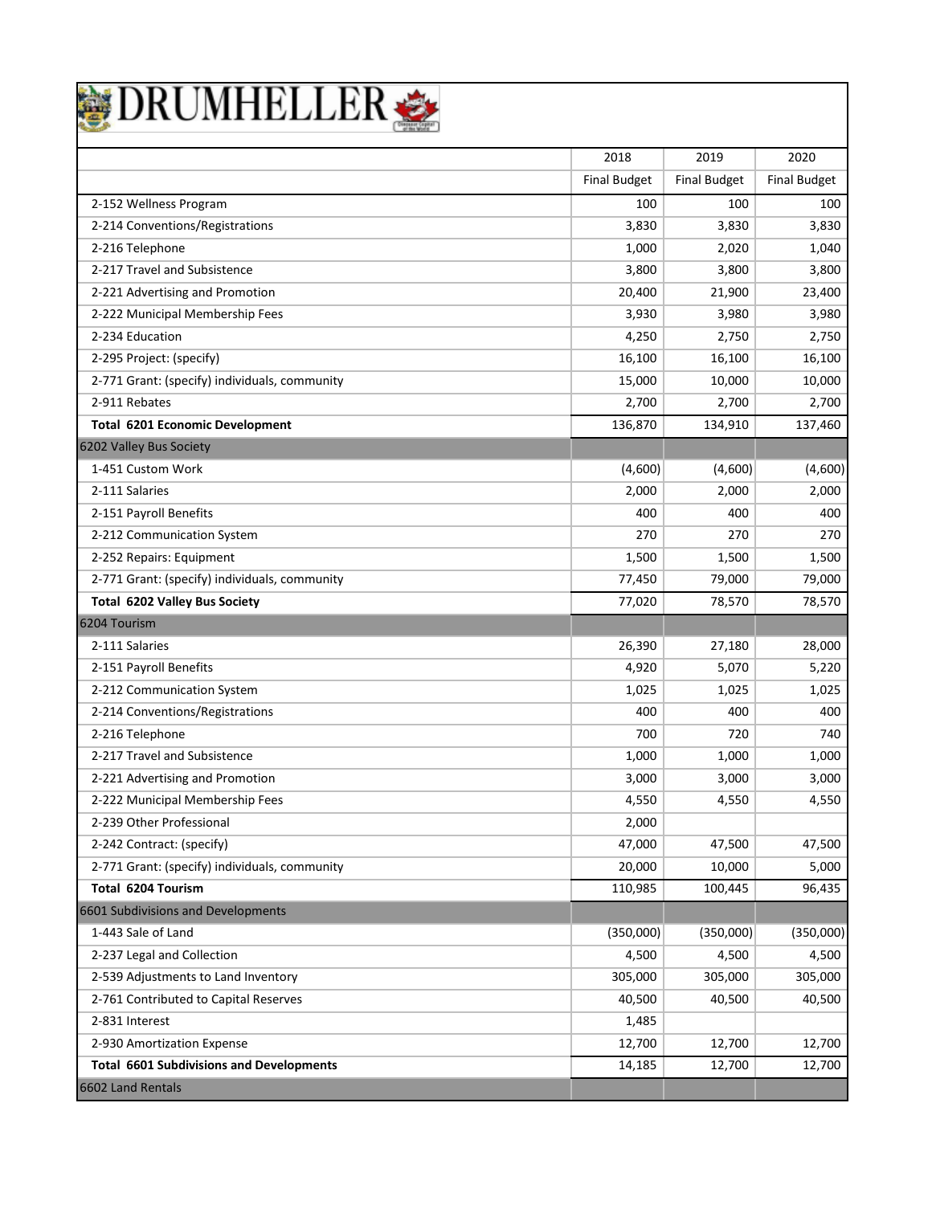# DRUMHELLER

| | 2018 | 2019 | 2020 |
|---|---|---|---|
| | Final Budget | Final Budget | Final Budget |
| 2-152 Wellness Program | 100 | 100 | 100 |
| 2-214 Conventions/Registrations | 3,830 | 3,830 | 3,830 |
| 2-216 Telephone | 1,000 | 2,020 | 1,040 |
| 2-217 Travel and Subsistence | 3,800 | 3,800 | 3,800 |
| 2-221 Advertising and Promotion | 20,400 | 21,900 | 23,400 |
| 2-222 Municipal Membership Fees | 3,930 | 3,980 | 3,980 |
| 2-234 Education | 4,250 | 2,750 | 2,750 |
| 2-295 Project: (specify) | 16,100 | 16,100 | 16,100 |
| 2-771 Grant: (specify) individuals, community | 15,000 | 10,000 | 10,000 |
| 2-911 Rebates | 2,700 | 2,700 | 2,700 |
| **Total 6201 Economic Development** | 136,870 | 134,910 | 137,460 |
| 6202 Valley Bus Society | | | |
| 1-451 Custom Work | (4,600) | (4,600) | (4,600) |
| 2-111 Salaries | 2,000 | 2,000 | 2,000 |
| 2-151 Payroll Benefits | 400 | 400 | 400 |
| 2-212 Communication System | 270 | 270 | 270 |
| 2-252 Repairs: Equipment | 1,500 | 1,500 | 1,500 |
| 2-771 Grant: (specify) individuals, community | 77,450 | 79,000 | 79,000 |
| **Total 6202 Valley Bus Society** | 77,020 | 78,570 | 78,570 |
| 6204 Tourism | | | |
| 2-111 Salaries | 26,390 | 27,180 | 28,000 |
| 2-151 Payroll Benefits | 4,920 | 5,070 | 5,220 |
| 2-212 Communication System | 1,025 | 1,025 | 1,025 |
| 2-214 Conventions/Registrations | 400 | 400 | 400 |
| 2-216 Telephone | 700 | 720 | 740 |
| 2-217 Travel and Subsistence | 1,000 | 1,000 | 1,000 |
| 2-221 Advertising and Promotion | 3,000 | 3,000 | 3,000 |
| 2-222 Municipal Membership Fees | 4,550 | 4,550 | 4,550 |
| 2-239 Other Professional | 2,000 | | |
| 2-242 Contract: (specify) | 47,000 | 47,500 | 47,500 |
| 2-771 Grant: (specify) individuals, community | 20,000 | 10,000 | 5,000 |
| **Total 6204 Tourism** | 110,985 | 100,445 | 96,435 |
| 6601 Subdivisions and Developments | | | |
| 1-443 Sale of Land | (350,000) | (350,000) | (350,000) |
| 2-237 Legal and Collection | 4,500 | 4,500 | 4,500 |
| 2-539 Adjustments to Land Inventory | 305,000 | 305,000 | 305,000 |
| 2-761 Contributed to Capital Reserves | 40,500 | 40,500 | 40,500 |
| 2-831 Interest | 1,485 | | |
| 2-930 Amortization Expense | 12,700 | 12,700 | 12,700 |
| **Total 6601 Subdivisions and Developments** | 14,185 | 12,700 | 12,700 |
| 6602 Land Rentals | | | |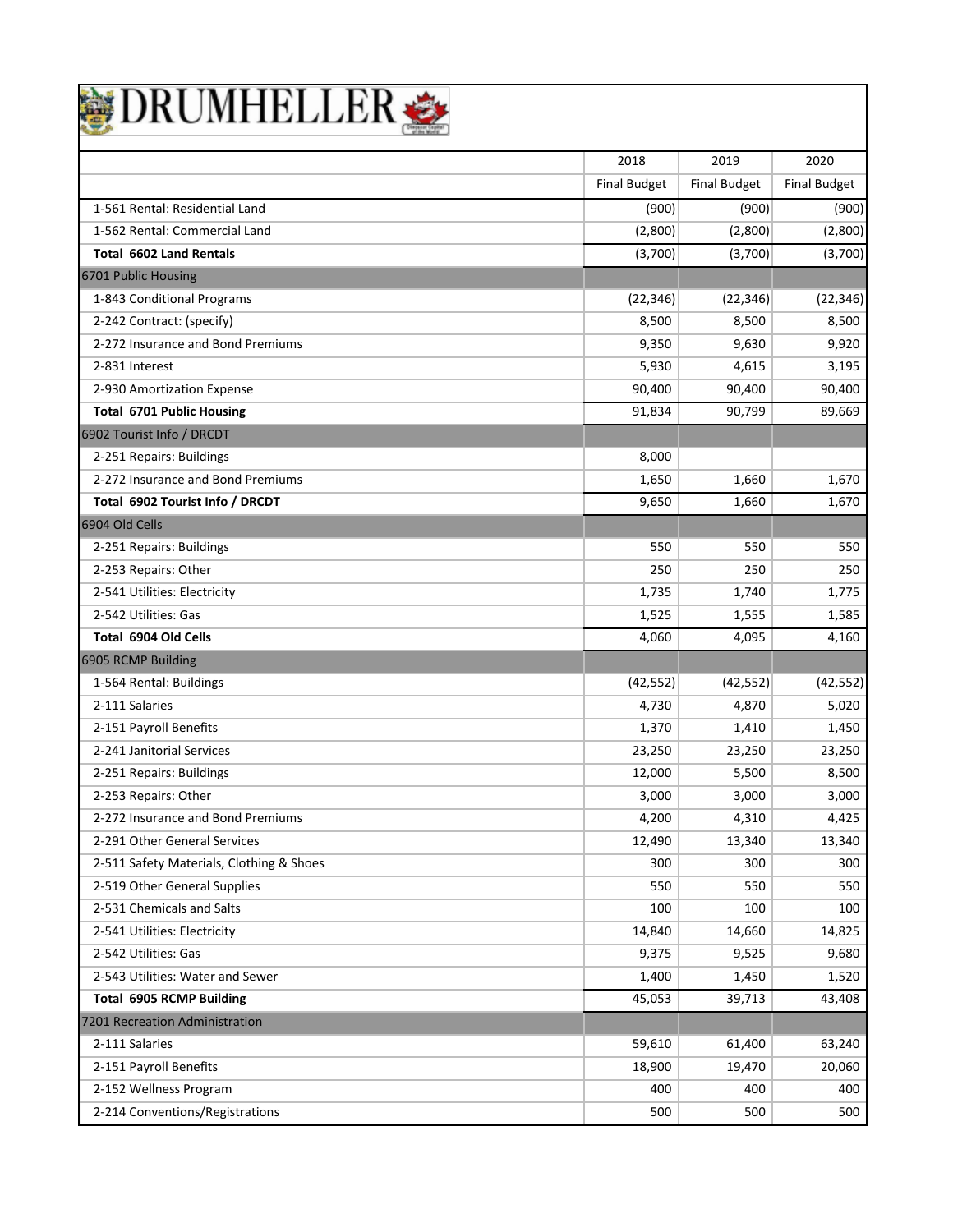# DRUMHELLER

| | 2018 | 2019 | 2020 |
|---|---|---|---|
| | Final Budget | Final Budget | Final Budget |
| 1-561 Rental: Residential Land | (900) | (900) | (900) |
| 1-562 Rental: Commercial Land | (2,800) | (2,800) | (2,800) |
| **Total 6602 Land Rentals** | (3,700) | (3,700) | (3,700) |
| 6701 Public Housing | | | |
| 1-843 Conditional Programs | (22,346) | (22,346) | (22,346) |
| 2-242 Contract: (specify) | 8,500 | 8,500 | 8,500 |
| 2-272 Insurance and Bond Premiums | 9,350 | 9,630 | 9,920 |
| 2-831 Interest | 5,930 | 4,615 | 3,195 |
| 2-930 Amortization Expense | 90,400 | 90,400 | 90,400 |
| **Total 6701 Public Housing** | 91,834 | 90,799 | 89,669 |
| 6902 Tourist Info / DRCDT | | | |
| 2-251 Repairs: Buildings | 8,000 | | |
| 2-272 Insurance and Bond Premiums | 1,650 | 1,660 | 1,670 |
| **Total 6902 Tourist Info / DRCDT** | 9,650 | 1,660 | 1,670 |
| 6904 Old Cells | | | |
| 2-251 Repairs: Buildings | 550 | 550 | 550 |
| 2-253 Repairs: Other | 250 | 250 | 250 |
| 2-541 Utilities: Electricity | 1,735 | 1,740 | 1,775 |
| 2-542 Utilities: Gas | 1,525 | 1,555 | 1,585 |
| **Total 6904 Old Cells** | 4,060 | 4,095 | 4,160 |
| 6905 RCMP Building | | | |
| 1-564 Rental: Buildings | (42,552) | (42,552) | (42,552) |
| 2-111 Salaries | 4,730 | 4,870 | 5,020 |
| 2-151 Payroll Benefits | 1,370 | 1,410 | 1,450 |
| 2-241 Janitorial Services | 23,250 | 23,250 | 23,250 |
| 2-251 Repairs: Buildings | 12,000 | 5,500 | 8,500 |
| 2-253 Repairs: Other | 3,000 | 3,000 | 3,000 |
| 2-272 Insurance and Bond Premiums | 4,200 | 4,310 | 4,425 |
| 2-291 Other General Services | 12,490 | 13,340 | 13,340 |
| 2-511 Safety Materials, Clothing & Shoes | 300 | 300 | 300 |
| 2-519 Other General Supplies | 550 | 550 | 550 |
| 2-531 Chemicals and Salts | 100 | 100 | 100 |
| 2-541 Utilities: Electricity | 14,840 | 14,660 | 14,825 |
| 2-542 Utilities: Gas | 9,375 | 9,525 | 9,680 |
| 2-543 Utilities: Water and Sewer | 1,400 | 1,450 | 1,520 |
| **Total 6905 RCMP Building** | 45,053 | 39,713 | 43,408 |
| 7201 Recreation Administration | | | |
| 2-111 Salaries | 59,610 | 61,400 | 63,240 |
| 2-151 Payroll Benefits | 18,900 | 19,470 | 20,060 |
| 2-152 Wellness Program | 400 | 400 | 400 |
| 2-214 Conventions/Registrations | 500 | 500 | 500 |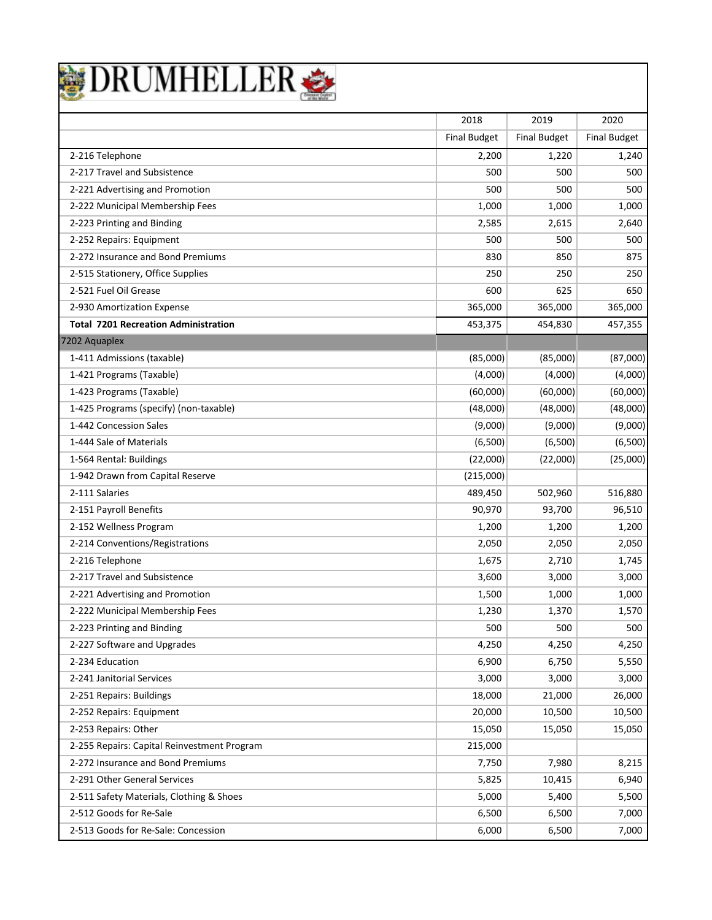# DRUMHELLER

| | 2018 | 2019 | 2020 |
|---|---|---|---|
| | Final Budget | Final Budget | Final Budget |
| 2-216 Telephone | 2,200 | 1,220 | 1,240 |
| 2-217 Travel and Subsistence | 500 | 500 | 500 |
| 2-221 Advertising and Promotion | 500 | 500 | 500 |
| 2-222 Municipal Membership Fees | 1,000 | 1,000 | 1,000 |
| 2-223 Printing and Binding | 2,585 | 2,615 | 2,640 |
| 2-252 Repairs: Equipment | 500 | 500 | 500 |
| 2-272 Insurance and Bond Premiums | 830 | 850 | 875 |
| 2-515 Stationery, Office Supplies | 250 | 250 | 250 |
| 2-521 Fuel Oil Grease | 600 | 625 | 650 |
| 2-930 Amortization Expense | 365,000 | 365,000 | 365,000 |
| **Total 7201 Recreation Administration** | 453,375 | 454,830 | 457,355 |
| 7202 Aquaplex | | | |
| 1-411 Admissions (taxable) | (85,000) | (85,000) | (87,000) |
| 1-421 Programs (Taxable) | (4,000) | (4,000) | (4,000) |
| 1-423 Programs (Taxable) | (60,000) | (60,000) | (60,000) |
| 1-425 Programs (specify) (non-taxable) | (48,000) | (48,000) | (48,000) |
| 1-442 Concession Sales | (9,000) | (9,000) | (9,000) |
| 1-444 Sale of Materials | (6,500) | (6,500) | (6,500) |
| 1-564 Rental: Buildings | (22,000) | (22,000) | (25,000) |
| 1-942 Drawn from Capital Reserve | (215,000) | | |
| 2-111 Salaries | 489,450 | 502,960 | 516,880 |
| 2-151 Payroll Benefits | 90,970 | 93,700 | 96,510 |
| 2-152 Wellness Program | 1,200 | 1,200 | 1,200 |
| 2-214 Conventions/Registrations | 2,050 | 2,050 | 2,050 |
| 2-216 Telephone | 1,675 | 2,710 | 1,745 |
| 2-217 Travel and Subsistence | 3,600 | 3,000 | 3,000 |
| 2-221 Advertising and Promotion | 1,500 | 1,000 | 1,000 |
| 2-222 Municipal Membership Fees | 1,230 | 1,370 | 1,570 |
| 2-223 Printing and Binding | 500 | 500 | 500 |
| 2-227 Software and Upgrades | 4,250 | 4,250 | 4,250 |
| 2-234 Education | 6,900 | 6,750 | 5,550 |
| 2-241 Janitorial Services | 3,000 | 3,000 | 3,000 |
| 2-251 Repairs: Buildings | 18,000 | 21,000 | 26,000 |
| 2-252 Repairs: Equipment | 20,000 | 10,500 | 10,500 |
| 2-253 Repairs: Other | 15,050 | 15,050 | 15,050 |
| 2-255 Repairs: Capital Reinvestment Program | 215,000 | | |
| 2-272 Insurance and Bond Premiums | 7,750 | 7,980 | 8,215 |
| 2-291 Other General Services | 5,825 | 10,415 | 6,940 |
| 2-511 Safety Materials, Clothing & Shoes | 5,000 | 5,400 | 5,500 |
| 2-512 Goods for Re-Sale | 6,500 | 6,500 | 7,000 |
| 2-513 Goods for Re-Sale: Concession | 6,000 | 6,500 | 7,000 |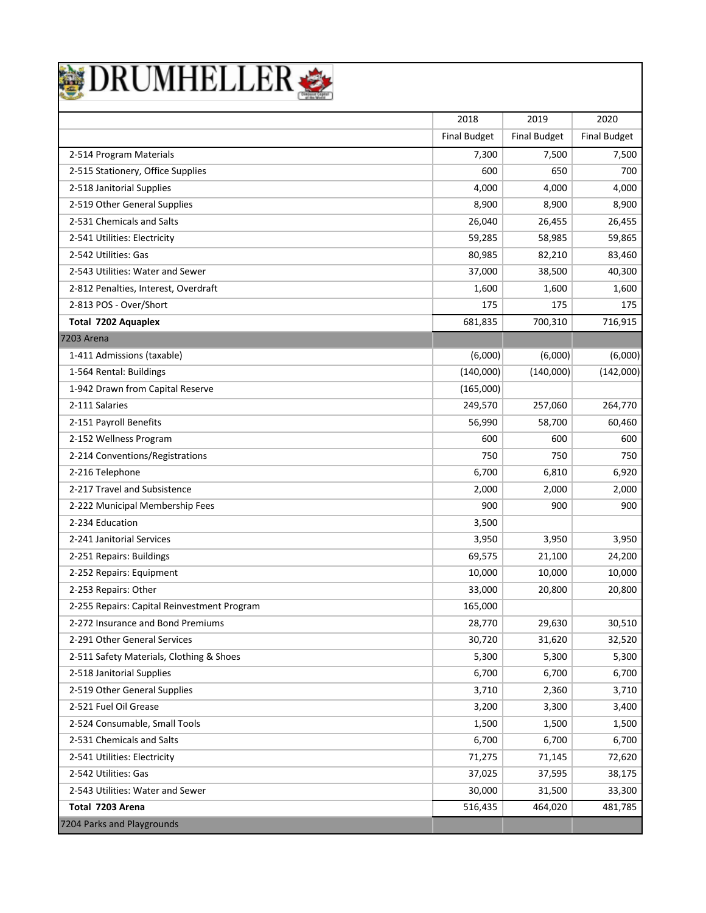# DRUMHELLER

| | 2018 | 2019 | 2020 |
|---|---|---|---|
| | Final Budget | Final Budget | Final Budget |
| 2-514 Program Materials | 7,300 | 7,500 | 7,500 |
| 2-515 Stationery, Office Supplies | 600 | 650 | 700 |
| 2-518 Janitorial Supplies | 4,000 | 4,000 | 4,000 |
| 2-519 Other General Supplies | 8,900 | 8,900 | 8,900 |
| 2-531 Chemicals and Salts | 26,040 | 26,455 | 26,455 |
| 2-541 Utilities: Electricity | 59,285 | 58,985 | 59,865 |
| 2-542 Utilities: Gas | 80,985 | 82,210 | 83,460 |
| 2-543 Utilities: Water and Sewer | 37,000 | 38,500 | 40,300 |
| 2-812 Penalties, Interest, Overdraft | 1,600 | 1,600 | 1,600 |
| 2-813 POS - Over/Short | 175 | 175 | 175 |
| **Total 7202 Aquaplex** | 681,835 | 700,310 | 716,915 |
| 7203 Arena | | | |
| 1-411 Admissions (taxable) | (6,000) | (6,000) | (6,000) |
| 1-564 Rental: Buildings | (140,000) | (140,000) | (142,000) |
| 1-942 Drawn from Capital Reserve | (165,000) | | |
| 2-111 Salaries | 249,570 | 257,060 | 264,770 |
| 2-151 Payroll Benefits | 56,990 | 58,700 | 60,460 |
| 2-152 Wellness Program | 600 | 600 | 600 |
| 2-214 Conventions/Registrations | 750 | 750 | 750 |
| 2-216 Telephone | 6,700 | 6,810 | 6,920 |
| 2-217 Travel and Subsistence | 2,000 | 2,000 | 2,000 |
| 2-222 Municipal Membership Fees | 900 | 900 | 900 |
| 2-234 Education | 3,500 | | |
| 2-241 Janitorial Services | 3,950 | 3,950 | 3,950 |
| 2-251 Repairs: Buildings | 69,575 | 21,100 | 24,200 |
| 2-252 Repairs: Equipment | 10,000 | 10,000 | 10,000 |
| 2-253 Repairs: Other | 33,000 | 20,800 | 20,800 |
| 2-255 Repairs: Capital Reinvestment Program | 165,000 | | |
| 2-272 Insurance and Bond Premiums | 28,770 | 29,630 | 30,510 |
| 2-291 Other General Services | 30,720 | 31,620 | 32,520 |
| 2-511 Safety Materials, Clothing & Shoes | 5,300 | 5,300 | 5,300 |
| 2-518 Janitorial Supplies | 6,700 | 6,700 | 6,700 |
| 2-519 Other General Supplies | 3,710 | 2,360 | 3,710 |
| 2-521 Fuel Oil Grease | 3,200 | 3,300 | 3,400 |
| 2-524 Consumable, Small Tools | 1,500 | 1,500 | 1,500 |
| 2-531 Chemicals and Salts | 6,700 | 6,700 | 6,700 |
| 2-541 Utilities: Electricity | 71,275 | 71,145 | 72,620 |
| 2-542 Utilities: Gas | 37,025 | 37,595 | 38,175 |
| 2-543 Utilities: Water and Sewer | 30,000 | 31,500 | 33,300 |
| **Total 7203 Arena** | 516,435 | 464,020 | 481,785 |
| 7204 Parks and Playgrounds | | | |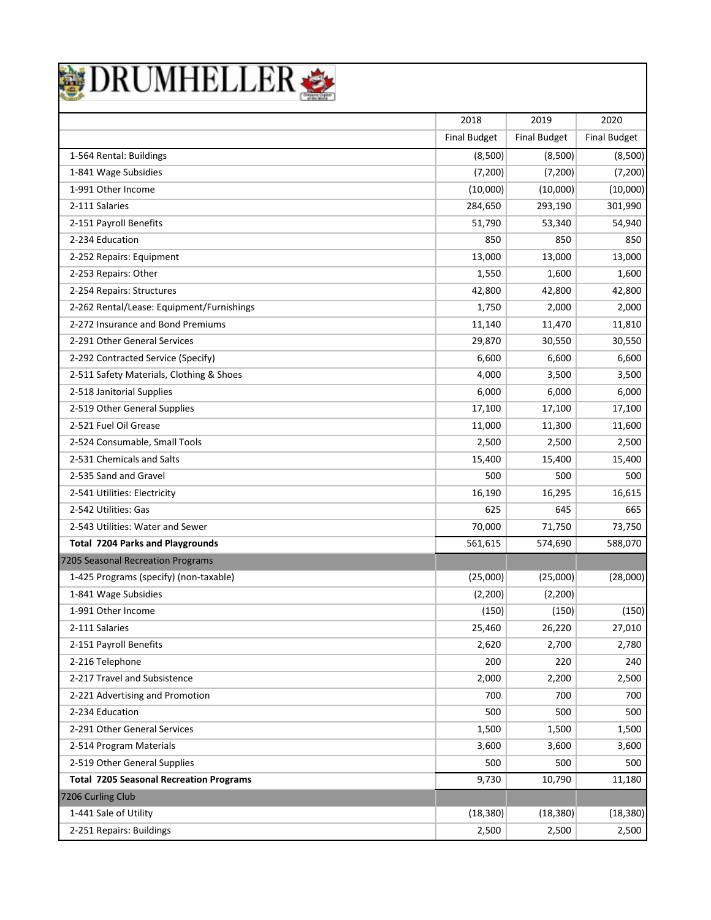# DRUMHELLER

| | 2018 | 2019 | 2020 |
|---|---|---|---|
| | Final Budget | Final Budget | Final Budget |
| 1-564 Rental: Buildings | (8,500) | (8,500) | (8,500) |
| 1-841 Wage Subsidies | (7,200) | (7,200) | (7,200) |
| 1-991 Other Income | (10,000) | (10,000) | (10,000) |
| 2-111 Salaries | 284,650 | 293,190 | 301,990 |
| 2-151 Payroll Benefits | 51,790 | 53,340 | 54,940 |
| 2-234 Education | 850 | 850 | 850 |
| 2-252 Repairs: Equipment | 13,000 | 13,000 | 13,000 |
| 2-253 Repairs: Other | 1,550 | 1,600 | 1,600 |
| 2-254 Repairs: Structures | 42,800 | 42,800 | 42,800 |
| 2-262 Rental/Lease: Equipment/Furnishings | 1,750 | 2,000 | 2,000 |
| 2-272 Insurance and Bond Premiums | 11,140 | 11,470 | 11,810 |
| 2-291 Other General Services | 29,870 | 30,550 | 30,550 |
| 2-292 Contracted Service (Specify) | 6,600 | 6,600 | 6,600 |
| 2-511 Safety Materials, Clothing & Shoes | 4,000 | 3,500 | 3,500 |
| 2-518 Janitorial Supplies | 6,000 | 6,000 | 6,000 |
| 2-519 Other General Supplies | 17,100 | 17,100 | 17,100 |
| 2-521 Fuel Oil Grease | 11,000 | 11,300 | 11,600 |
| 2-524 Consumable, Small Tools | 2,500 | 2,500 | 2,500 |
| 2-531 Chemicals and Salts | 15,400 | 15,400 | 15,400 |
| 2-535 Sand and Gravel | 500 | 500 | 500 |
| 2-541 Utilities: Electricity | 16,190 | 16,295 | 16,615 |
| 2-542 Utilities: Gas | 625 | 645 | 665 |
| 2-543 Utilities: Water and Sewer | 70,000 | 71,750 | 73,750 |
| **Total 7204 Parks and Playgrounds** | 561,615 | 574,690 | 588,070 |
| 7205 Seasonal Recreation Programs | | | |
| 1-425 Programs (specify) (non-taxable) | (25,000) | (25,000) | (28,000) |
| 1-841 Wage Subsidies | (2,200) | (2,200) | |
| 1-991 Other Income | (150) | (150) | (150) |
| 2-111 Salaries | 25,460 | 26,220 | 27,010 |
| 2-151 Payroll Benefits | 2,620 | 2,700 | 2,780 |
| 2-216 Telephone | 200 | 220 | 240 |
| 2-217 Travel and Subsistence | 2,000 | 2,200 | 2,500 |
| 2-221 Advertising and Promotion | 700 | 700 | 700 |
| 2-234 Education | 500 | 500 | 500 |
| 2-291 Other General Services | 1,500 | 1,500 | 1,500 |
| 2-514 Program Materials | 3,600 | 3,600 | 3,600 |
| 2-519 Other General Supplies | 500 | 500 | 500 |
| **Total 7205 Seasonal Recreation Programs** | 9,730 | 10,790 | 11,180 |
| 7206 Curling Club | | | |
| 1-441 Sale of Utility | (18,380) | (18,380) | (18,380) |
| 2-251 Repairs: Buildings | 2,500 | 2,500 | 2,500 |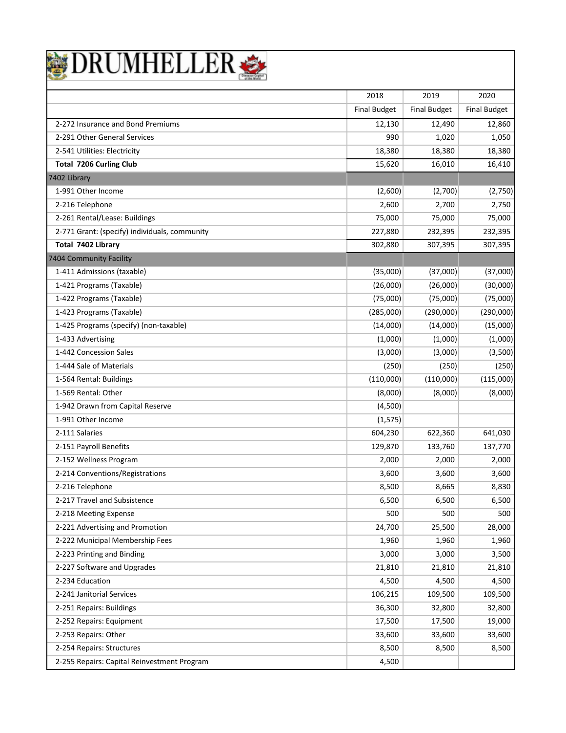# DRUMHELLER

| | 2018 | 2019 | 2020 |
|---|---|---|---|
| | Final Budget | Final Budget | Final Budget |
| 2-272 Insurance and Bond Premiums | 12,130 | 12,490 | 12,860 |
| 2-291 Other General Services | 990 | 1,020 | 1,050 |
| 2-541 Utilities: Electricity | 18,380 | 18,380 | 18,380 |
| **Total 7206 Curling Club** | 15,620 | 16,010 | 16,410 |
| 7402 Library | | | |
| 1-991 Other Income | (2,600) | (2,700) | (2,750) |
| 2-216 Telephone | 2,600 | 2,700 | 2,750 |
| 2-261 Rental/Lease: Buildings | 75,000 | 75,000 | 75,000 |
| 2-771 Grant: (specify) individuals, community | 227,880 | 232,395 | 232,395 |
| **Total 7402 Library** | 302,880 | 307,395 | 307,395 |
| 7404 Community Facility | | | |
| 1-411 Admissions (taxable) | (35,000) | (37,000) | (37,000) |
| 1-421 Programs (Taxable) | (26,000) | (26,000) | (30,000) |
| 1-422 Programs (Taxable) | (75,000) | (75,000) | (75,000) |
| 1-423 Programs (Taxable) | (285,000) | (290,000) | (290,000) |
| 1-425 Programs (specify) (non-taxable) | (14,000) | (14,000) | (15,000) |
| 1-433 Advertising | (1,000) | (1,000) | (1,000) |
| 1-442 Concession Sales | (3,000) | (3,000) | (3,500) |
| 1-444 Sale of Materials | (250) | (250) | (250) |
| 1-564 Rental: Buildings | (110,000) | (110,000) | (115,000) |
| 1-569 Rental: Other | (8,000) | (8,000) | (8,000) |
| 1-942 Drawn from Capital Reserve | (4,500) | | |
| 1-991 Other Income | (1,575) | | |
| 2-111 Salaries | 604,230 | 622,360 | 641,030 |
| 2-151 Payroll Benefits | 129,870 | 133,760 | 137,770 |
| 2-152 Wellness Program | 2,000 | 2,000 | 2,000 |
| 2-214 Conventions/Registrations | 3,600 | 3,600 | 3,600 |
| 2-216 Telephone | 8,500 | 8,665 | 8,830 |
| 2-217 Travel and Subsistence | 6,500 | 6,500 | 6,500 |
| 2-218 Meeting Expense | 500 | 500 | 500 |
| 2-221 Advertising and Promotion | 24,700 | 25,500 | 28,000 |
| 2-222 Municipal Membership Fees | 1,960 | 1,960 | 1,960 |
| 2-223 Printing and Binding | 3,000 | 3,000 | 3,500 |
| 2-227 Software and Upgrades | 21,810 | 21,810 | 21,810 |
| 2-234 Education | 4,500 | 4,500 | 4,500 |
| 2-241 Janitorial Services | 106,215 | 109,500 | 109,500 |
| 2-251 Repairs: Buildings | 36,300 | 32,800 | 32,800 |
| 2-252 Repairs: Equipment | 17,500 | 17,500 | 19,000 |
| 2-253 Repairs: Other | 33,600 | 33,600 | 33,600 |
| 2-254 Repairs: Structures | 8,500 | 8,500 | 8,500 |
| 2-255 Repairs: Capital Reinvestment Program | 4,500 | | |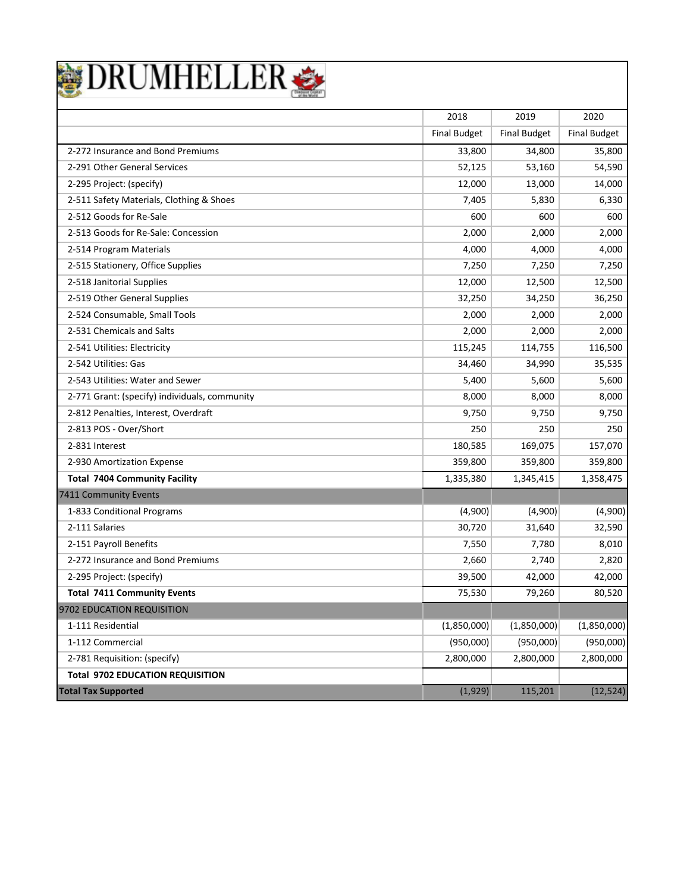# DRUMHELLER

| | 2018 | 2019 | 2020 |
|---|---|---|---|
| | Final Budget | Final Budget | Final Budget |
| 2-272 Insurance and Bond Premiums | 33,800 | 34,800 | 35,800 |
| 2-291 Other General Services | 52,125 | 53,160 | 54,590 |
| 2-295 Project: (specify) | 12,000 | 13,000 | 14,000 |
| 2-511 Safety Materials, Clothing & Shoes | 7,405 | 5,830 | 6,330 |
| 2-512 Goods for Re-Sale | 600 | 600 | 600 |
| 2-513 Goods for Re-Sale: Concession | 2,000 | 2,000 | 2,000 |
| 2-514 Program Materials | 4,000 | 4,000 | 4,000 |
| 2-515 Stationery, Office Supplies | 7,250 | 7,250 | 7,250 |
| 2-518 Janitorial Supplies | 12,000 | 12,500 | 12,500 |
| 2-519 Other General Supplies | 32,250 | 34,250 | 36,250 |
| 2-524 Consumable, Small Tools | 2,000 | 2,000 | 2,000 |
| 2-531 Chemicals and Salts | 2,000 | 2,000 | 2,000 |
| 2-541 Utilities: Electricity | 115,245 | 114,755 | 116,500 |
| 2-542 Utilities: Gas | 34,460 | 34,990 | 35,535 |
| 2-543 Utilities: Water and Sewer | 5,400 | 5,600 | 5,600 |
| 2-771 Grant: (specify) individuals, community | 8,000 | 8,000 | 8,000 |
| 2-812 Penalties, Interest, Overdraft | 9,750 | 9,750 | 9,750 |
| 2-813 POS - Over/Short | 250 | 250 | 250 |
| 2-831 Interest | 180,585 | 169,075 | 157,070 |
| 2-930 Amortization Expense | 359,800 | 359,800 | 359,800 |
| **Total 7404 Community Facility** | 1,335,380 | 1,345,415 | 1,358,475 |
| 7411 Community Events | | | |
| 1-833 Conditional Programs | (4,900) | (4,900) | (4,900) |
| 2-111 Salaries | 30,720 | 31,640 | 32,590 |
| 2-151 Payroll Benefits | 7,550 | 7,780 | 8,010 |
| 2-272 Insurance and Bond Premiums | 2,660 | 2,740 | 2,820 |
| 2-295 Project: (specify) | 39,500 | 42,000 | 42,000 |
| **Total 7411 Community Events** | 75,530 | 79,260 | 80,520 |
| 9702 EDUCATION REQUISITION | | | |
| 1-111 Residential | (1,850,000) | (1,850,000) | (1,850,000) |
| 1-112 Commercial | (950,000) | (950,000) | (950,000) |
| 2-781 Requisition: (specify) | 2,800,000 | 2,800,000 | 2,800,000 |
| **Total 9702 EDUCATION REQUISITION** | | | |
| **Total Tax Supported** | (1,929) | 115,201 | (12,524) |